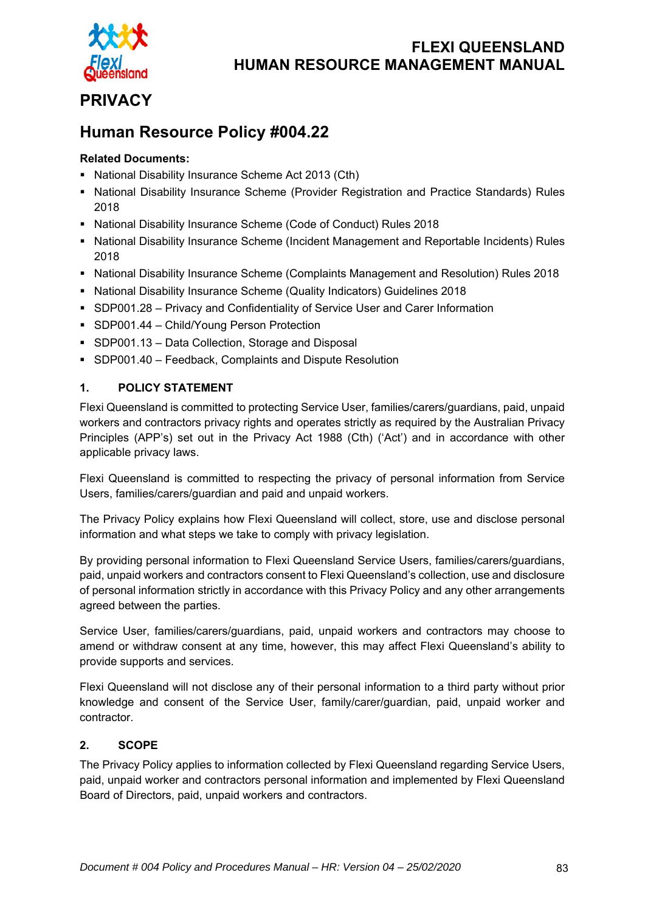# PRIVACY

## Human Resource Policy #004.22

**Related Documents:**

- National Disability Insurance Scheme Act 2013 (Cth)
- National Disability Insurance Scheme (Provider Registration and Practice Standards) Rules 2018
- National Disability Insurance Scheme (Code of Conduct) Rules 2018
- National Disability Insurance Scheme (Incident Management and Reportable Incidents) Rules 2018
- National Disability Insurance Scheme (Complaints Management and Resolution) Rules 2018
- National Disability Insurance Scheme (Quality Indicators) Guidelines 2018
- SDP001.28 – Privacy and Confidentiality of Service User and Carer Information
- SDP001.44 – Child/Young Person Protection
- SDP001.13 – Data Collection, Storage and Disposal
- SDP001.40 – Feedback, Complaints and Dispute Resolution

### 1. POLICY STATEMENT

Flexi Queensland is committed to protecting Service User, families/carers/guardians, paid, unpaid workers and contractors privacy rights and operates strictly as required by the Australian Privacy Principles (APP's) set out in the Privacy Act 1988 (Cth) ('Act') and in accordance with other applicable privacy laws.

Flexi Queensland is committed to respecting the privacy of personal information from Service Users, families/carers/guardian and paid and unpaid workers.

The Privacy Policy explains how Flexi Queensland will collect, store, use and disclose personal information and what steps we take to comply with privacy legislation.

By providing personal information to Flexi Queensland Service Users, families/carers/guardians, paid, unpaid workers and contractors consent to Flexi Queensland's collection, use and disclosure of personal information strictly in accordance with this Privacy Policy and any other arrangements agreed between the parties.

Service User, families/carers/guardians, paid, unpaid workers and contractors may choose to amend or withdraw consent at any time, however, this may affect Flexi Queensland's ability to provide supports and services.

Flexi Queensland will not disclose any of their personal information to a third party without prior knowledge and consent of the Service User, family/carer/guardian, paid, unpaid worker and contractor.

### 2. SCOPE

The Privacy Policy applies to information collected by Flexi Queensland regarding Service Users, paid, unpaid worker and contractors personal information and implemented by Flexi Queensland Board of Directors, paid, unpaid workers and contractors.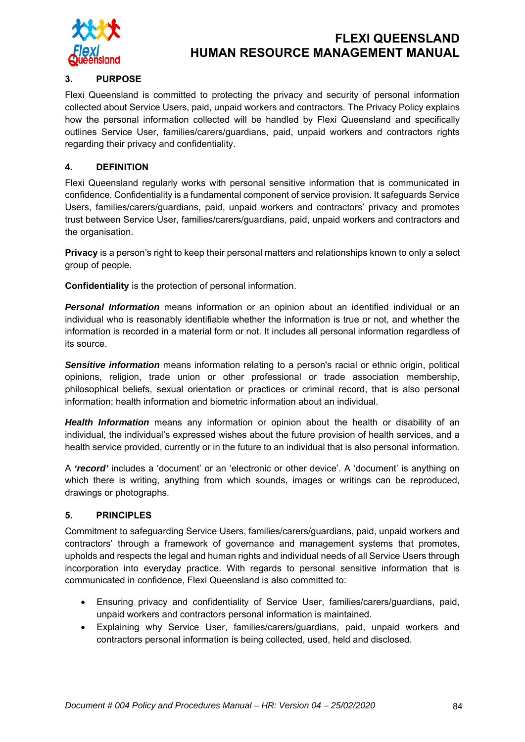## 3. PURPOSE

Flexi Queensland is committed to protecting the privacy and security of personal information collected about Service Users, paid, unpaid workers and contractors. The Privacy Policy explains how the personal information collected will be handled by Flexi Queensland and specifically outlines Service User, families/carers/guardians, paid, unpaid workers and contractors rights regarding their privacy and confidentiality.

## 4. DEFINITION

Flexi Queensland regularly works with personal sensitive information that is communicated in confidence. Confidentiality is a fundamental component of service provision. It safeguards Service Users, families/carers/guardians, paid, unpaid workers and contractors' privacy and promotes trust between Service User, families/carers/guardians, paid, unpaid workers and contractors and the organisation.

**Privacy** is a person's right to keep their personal matters and relationships known to only a select group of people.

**Confidentiality** is the protection of personal information.

***Personal Information*** means information or an opinion about an identified individual or an individual who is reasonably identifiable whether the information is true or not, and whether the information is recorded in a material form or not. It includes all personal information regardless of its source.

***Sensitive information*** means information relating to a person's racial or ethnic origin, political opinions, religion, trade union or other professional or trade association membership, philosophical beliefs, sexual orientation or practices or criminal record, that is also personal information; health information and biometric information about an individual.

***Health Information*** means any information or opinion about the health or disability of an individual, the individual's expressed wishes about the future provision of health services, and a health service provided, currently or in the future to an individual that is also personal information.

A ***'record'*** includes a 'document' or an 'electronic or other device'. A 'document' is anything on which there is writing, anything from which sounds, images or writings can be reproduced, drawings or photographs.

## 5. PRINCIPLES

Commitment to safeguarding Service Users, families/carers/guardians, paid, unpaid workers and contractors' through a framework of governance and management systems that promotes, upholds and respects the legal and human rights and individual needs of all Service Users through incorporation into everyday practice. With regards to personal sensitive information that is communicated in confidence, Flexi Queensland is also committed to:

- Ensuring privacy and confidentiality of Service User, families/carers/guardians, paid, unpaid workers and contractors personal information is maintained.
- Explaining why Service User, families/carers/guardians, paid, unpaid workers and contractors personal information is being collected, used, held and disclosed.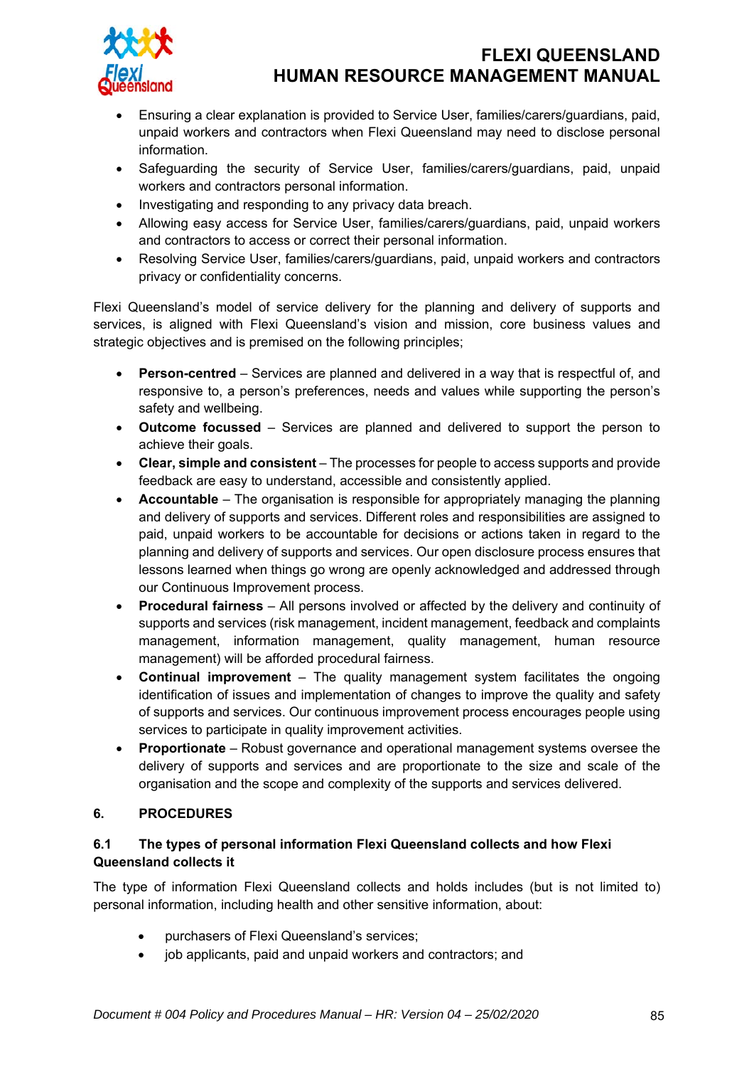- Ensuring a clear explanation is provided to Service User, families/carers/guardians, paid, unpaid workers and contractors when Flexi Queensland may need to disclose personal information.
- Safeguarding the security of Service User, families/carers/guardians, paid, unpaid workers and contractors personal information.
- Investigating and responding to any privacy data breach.
- Allowing easy access for Service User, families/carers/guardians, paid, unpaid workers and contractors to access or correct their personal information.
- Resolving Service User, families/carers/guardians, paid, unpaid workers and contractors privacy or confidentiality concerns.

Flexi Queensland's model of service delivery for the planning and delivery of supports and services, is aligned with Flexi Queensland's vision and mission, core business values and strategic objectives and is premised on the following principles;

- **Person-centred** – Services are planned and delivered in a way that is respectful of, and responsive to, a person's preferences, needs and values while supporting the person's safety and wellbeing.
- **Outcome focussed** – Services are planned and delivered to support the person to achieve their goals.
- **Clear, simple and consistent** – The processes for people to access supports and provide feedback are easy to understand, accessible and consistently applied.
- **Accountable** – The organisation is responsible for appropriately managing the planning and delivery of supports and services. Different roles and responsibilities are assigned to paid, unpaid workers to be accountable for decisions or actions taken in regard to the planning and delivery of supports and services. Our open disclosure process ensures that lessons learned when things go wrong are openly acknowledged and addressed through our Continuous Improvement process.
- **Procedural fairness** – All persons involved or affected by the delivery and continuity of supports and services (risk management, incident management, feedback and complaints management, information management, quality management, human resource management) will be afforded procedural fairness.
- **Continual improvement** – The quality management system facilitates the ongoing identification of issues and implementation of changes to improve the quality and safety of supports and services. Our continuous improvement process encourages people using services to participate in quality improvement activities.
- **Proportionate** – Robust governance and operational management systems oversee the delivery of supports and services and are proportionate to the size and scale of the organisation and the scope and complexity of the supports and services delivered.

## 6. PROCEDURES

### 6.1 The types of personal information Flexi Queensland collects and how Flexi Queensland collects it

The type of information Flexi Queensland collects and holds includes (but is not limited to) personal information, including health and other sensitive information, about:

- purchasers of Flexi Queensland's services;
- job applicants, paid and unpaid workers and contractors; and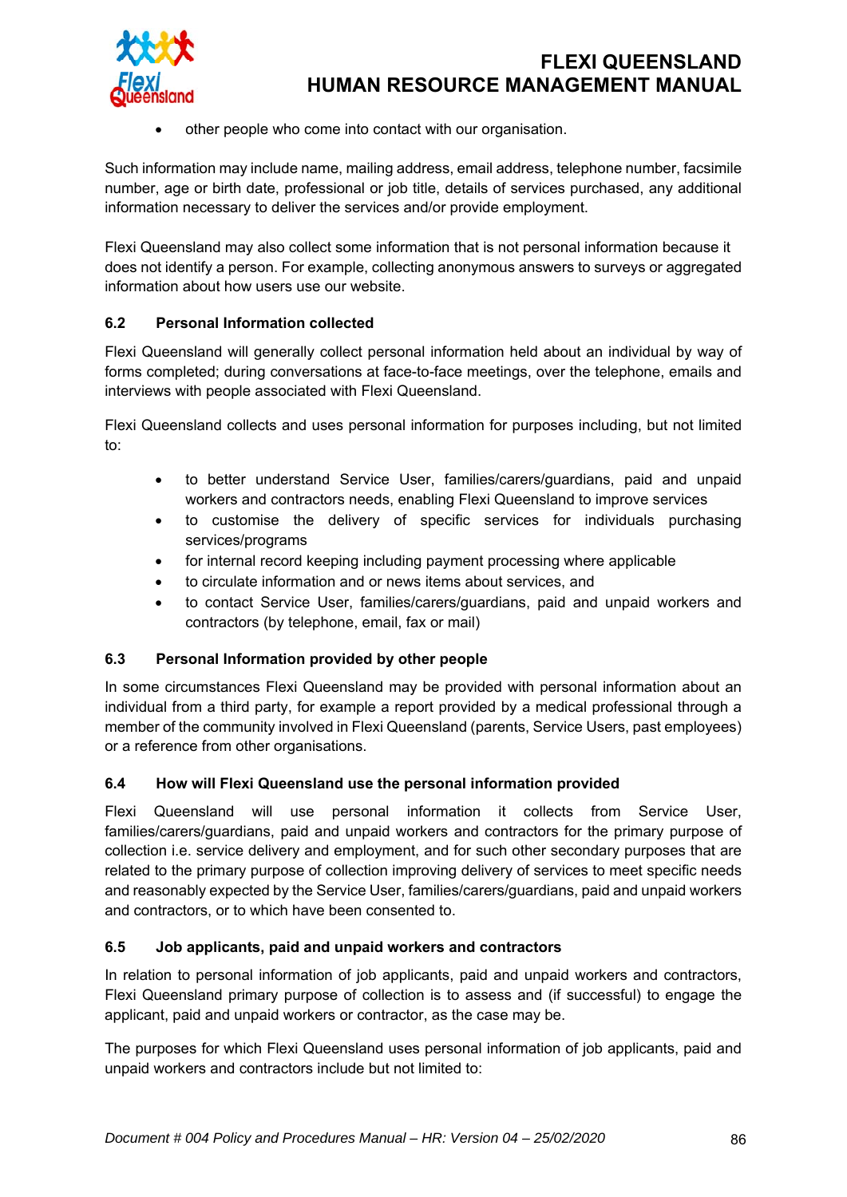- other people who come into contact with our organisation.

Such information may include name, mailing address, email address, telephone number, facsimile number, age or birth date, professional or job title, details of services purchased, any additional information necessary to deliver the services and/or provide employment.

Flexi Queensland may also collect some information that is not personal information because it does not identify a person. For example, collecting anonymous answers to surveys or aggregated information about how users use our website.

### 6.2 Personal Information collected

Flexi Queensland will generally collect personal information held about an individual by way of forms completed; during conversations at face-to-face meetings, over the telephone, emails and interviews with people associated with Flexi Queensland.

Flexi Queensland collects and uses personal information for purposes including, but not limited to:

- to better understand Service User, families/carers/guardians, paid and unpaid workers and contractors needs, enabling Flexi Queensland to improve services
- to customise the delivery of specific services for individuals purchasing services/programs
- for internal record keeping including payment processing where applicable
- to circulate information and or news items about services, and
- to contact Service User, families/carers/guardians, paid and unpaid workers and contractors (by telephone, email, fax or mail)

### 6.3 Personal Information provided by other people

In some circumstances Flexi Queensland may be provided with personal information about an individual from a third party, for example a report provided by a medical professional through a member of the community involved in Flexi Queensland (parents, Service Users, past employees) or a reference from other organisations.

### 6.4 How will Flexi Queensland use the personal information provided

Flexi Queensland will use personal information it collects from Service User, families/carers/guardians, paid and unpaid workers and contractors for the primary purpose of collection i.e. service delivery and employment, and for such other secondary purposes that are related to the primary purpose of collection improving delivery of services to meet specific needs and reasonably expected by the Service User, families/carers/guardians, paid and unpaid workers and contractors, or to which have been consented to.

### 6.5 Job applicants, paid and unpaid workers and contractors

In relation to personal information of job applicants, paid and unpaid workers and contractors, Flexi Queensland primary purpose of collection is to assess and (if successful) to engage the applicant, paid and unpaid workers or contractor, as the case may be.

The purposes for which Flexi Queensland uses personal information of job applicants, paid and unpaid workers and contractors include but not limited to: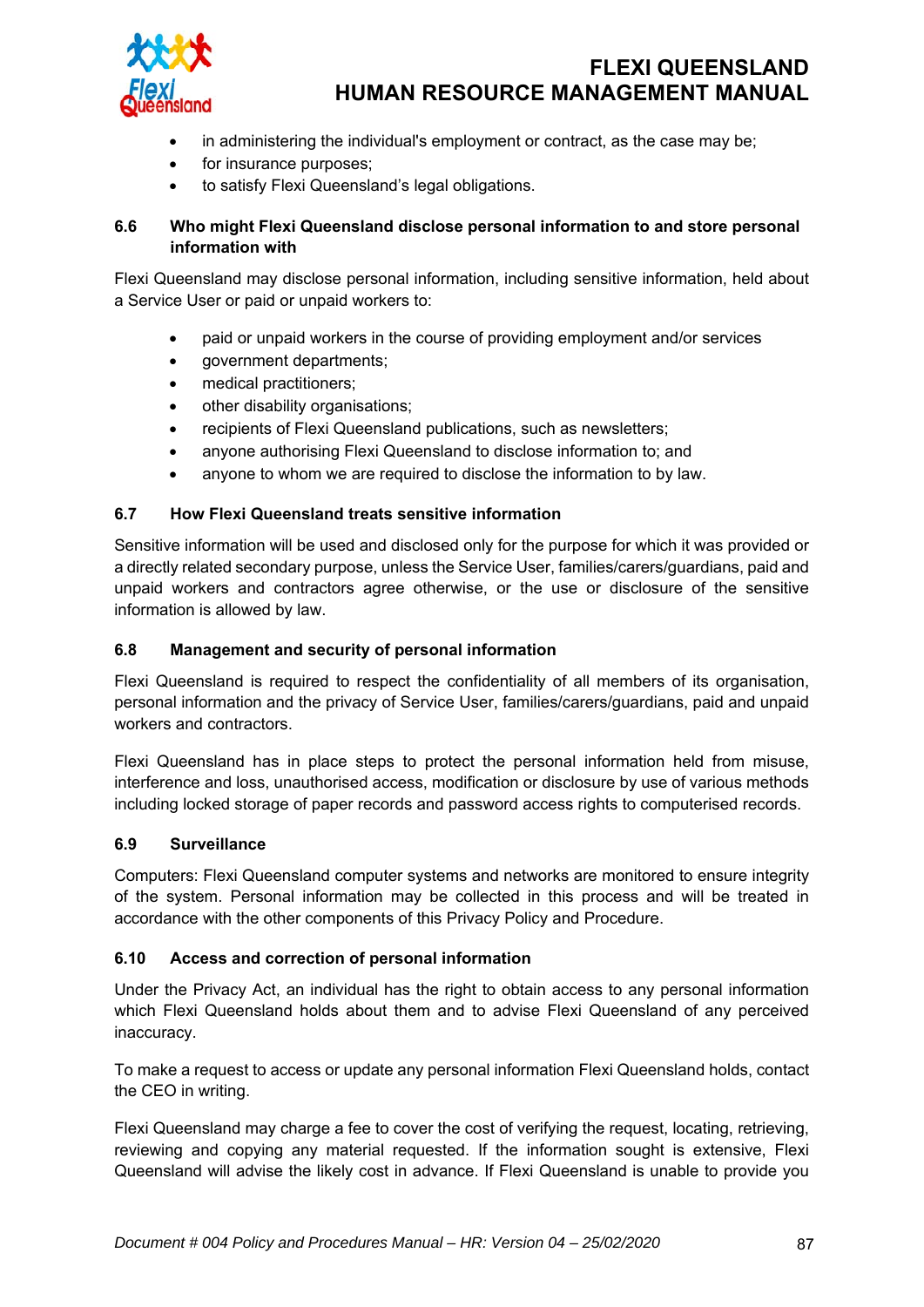- in administering the individual's employment or contract, as the case may be;
- for insurance purposes;
- to satisfy Flexi Queensland's legal obligations.

### 6.6 Who might Flexi Queensland disclose personal information to and store personal information with

Flexi Queensland may disclose personal information, including sensitive information, held about a Service User or paid or unpaid workers to:

- paid or unpaid workers in the course of providing employment and/or services
- government departments;
- medical practitioners;
- other disability organisations;
- recipients of Flexi Queensland publications, such as newsletters;
- anyone authorising Flexi Queensland to disclose information to; and
- anyone to whom we are required to disclose the information to by law.

### 6.7 How Flexi Queensland treats sensitive information

Sensitive information will be used and disclosed only for the purpose for which it was provided or a directly related secondary purpose, unless the Service User, families/carers/guardians, paid and unpaid workers and contractors agree otherwise, or the use or disclosure of the sensitive information is allowed by law.

### 6.8 Management and security of personal information

Flexi Queensland is required to respect the confidentiality of all members of its organisation, personal information and the privacy of Service User, families/carers/guardians, paid and unpaid workers and contractors.

Flexi Queensland has in place steps to protect the personal information held from misuse, interference and loss, unauthorised access, modification or disclosure by use of various methods including locked storage of paper records and password access rights to computerised records.

### 6.9 Surveillance

Computers: Flexi Queensland computer systems and networks are monitored to ensure integrity of the system. Personal information may be collected in this process and will be treated in accordance with the other components of this Privacy Policy and Procedure.

### 6.10 Access and correction of personal information

Under the Privacy Act, an individual has the right to obtain access to any personal information which Flexi Queensland holds about them and to advise Flexi Queensland of any perceived inaccuracy.

To make a request to access or update any personal information Flexi Queensland holds, contact the CEO in writing.

Flexi Queensland may charge a fee to cover the cost of verifying the request, locating, retrieving, reviewing and copying any material requested. If the information sought is extensive, Flexi Queensland will advise the likely cost in advance. If Flexi Queensland is unable to provide you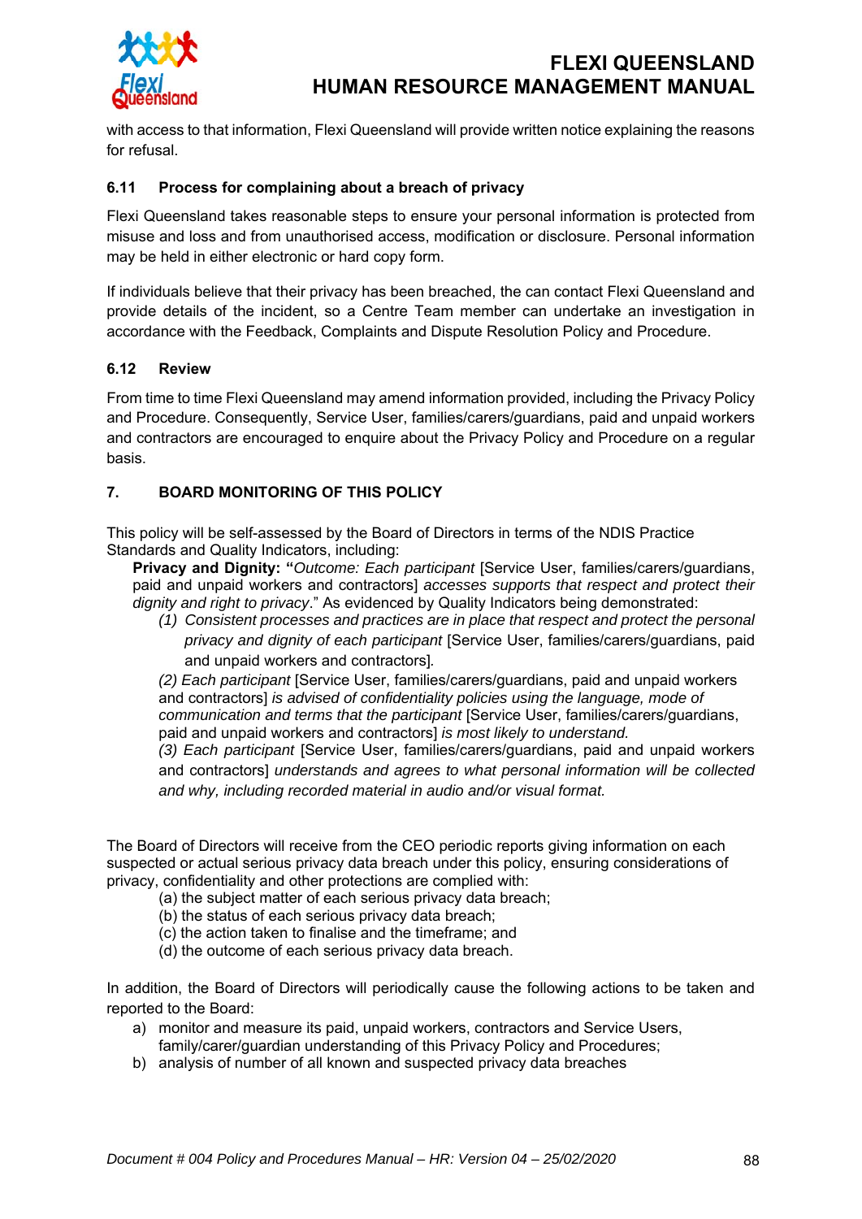with access to that information, Flexi Queensland will provide written notice explaining the reasons for refusal.

### 6.11 Process for complaining about a breach of privacy

Flexi Queensland takes reasonable steps to ensure your personal information is protected from misuse and loss and from unauthorised access, modification or disclosure. Personal information may be held in either electronic or hard copy form.

If individuals believe that their privacy has been breached, the can contact Flexi Queensland and provide details of the incident, so a Centre Team member can undertake an investigation in accordance with the Feedback, Complaints and Dispute Resolution Policy and Procedure.

### 6.12 Review

From time to time Flexi Queensland may amend information provided, including the Privacy Policy and Procedure. Consequently, Service User, families/carers/guardians, paid and unpaid workers and contractors are encouraged to enquire about the Privacy Policy and Procedure on a regular basis.

## 7. BOARD MONITORING OF THIS POLICY

This policy will be self-assessed by the Board of Directors in terms of the NDIS Practice Standards and Quality Indicators, including:

**Privacy and Dignity: "***Outcome: Each participant* [Service User, families/carers/guardians, paid and unpaid workers and contractors] *accesses supports that respect and protect their dignity and right to privacy*." As evidenced by Quality Indicators being demonstrated:

(1) *Consistent processes and practices are in place that respect and protect the personal privacy and dignity of each participant* [Service User, families/carers/guardians, paid and unpaid workers and contractors].

*(2) Each participant* [Service User, families/carers/guardians, paid and unpaid workers and contractors] *is advised of confidentiality policies using the language, mode of communication and terms that the participant* [Service User, families/carers/guardians, paid and unpaid workers and contractors] *is most likely to understand.*

*(3) Each participant* [Service User, families/carers/guardians, paid and unpaid workers and contractors] *understands and agrees to what personal information will be collected and why, including recorded material in audio and/or visual format.*

The Board of Directors will receive from the CEO periodic reports giving information on each suspected or actual serious privacy data breach under this policy, ensuring considerations of privacy, confidentiality and other protections are complied with:

(a) the subject matter of each serious privacy data breach;
(b) the status of each serious privacy data breach;
(c) the action taken to finalise and the timeframe; and
(d) the outcome of each serious privacy data breach.

In addition, the Board of Directors will periodically cause the following actions to be taken and reported to the Board:

a) monitor and measure its paid, unpaid workers, contractors and Service Users, family/carer/guardian understanding of this Privacy Policy and Procedures;
b) analysis of number of all known and suspected privacy data breaches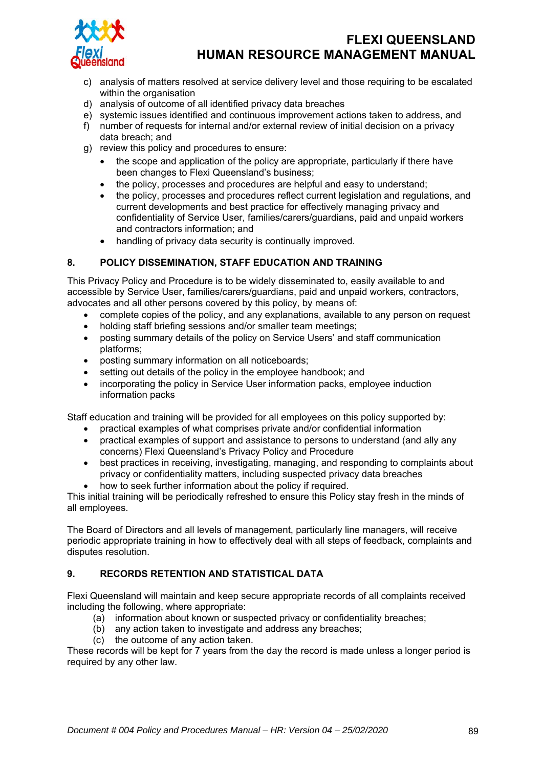c) analysis of matters resolved at service delivery level and those requiring to be escalated within the organisation
d) analysis of outcome of all identified privacy data breaches
e) systemic issues identified and continuous improvement actions taken to address, and
f) number of requests for internal and/or external review of initial decision on a privacy data breach; and
g) review this policy and procedures to ensure:
    - the scope and application of the policy are appropriate, particularly if there have been changes to Flexi Queensland's business;
    - the policy, processes and procedures are helpful and easy to understand;
    - the policy, processes and procedures reflect current legislation and regulations, and current developments and best practice for effectively managing privacy and confidentiality of Service User, families/carers/guardians, paid and unpaid workers and contractors information; and
    - handling of privacy data security is continually improved.

## 8. POLICY DISSEMINATION, STAFF EDUCATION AND TRAINING

This Privacy Policy and Procedure is to be widely disseminated to, easily available to and accessible by Service User, families/carers/guardians, paid and unpaid workers, contractors, advocates and all other persons covered by this policy, by means of:

- complete copies of the policy, and any explanations, available to any person on request
- holding staff briefing sessions and/or smaller team meetings;
- posting summary details of the policy on Service Users' and staff communication platforms;
- posting summary information on all noticeboards;
- setting out details of the policy in the employee handbook; and
- incorporating the policy in Service User information packs, employee induction information packs

Staff education and training will be provided for all employees on this policy supported by:

- practical examples of what comprises private and/or confidential information
- practical examples of support and assistance to persons to understand (and ally any concerns) Flexi Queensland's Privacy Policy and Procedure
- best practices in receiving, investigating, managing, and responding to complaints about privacy or confidentiality matters, including suspected privacy data breaches
- how to seek further information about the policy if required.

This initial training will be periodically refreshed to ensure this Policy stay fresh in the minds of all employees.

The Board of Directors and all levels of management, particularly line managers, will receive periodic appropriate training in how to effectively deal with all steps of feedback, complaints and disputes resolution.

## 9. RECORDS RETENTION AND STATISTICAL DATA

Flexi Queensland will maintain and keep secure appropriate records of all complaints received including the following, where appropriate:

(a) information about known or suspected privacy or confidentiality breaches;
(b) any action taken to investigate and address any breaches;
(c) the outcome of any action taken.

These records will be kept for 7 years from the day the record is made unless a longer period is required by any other law.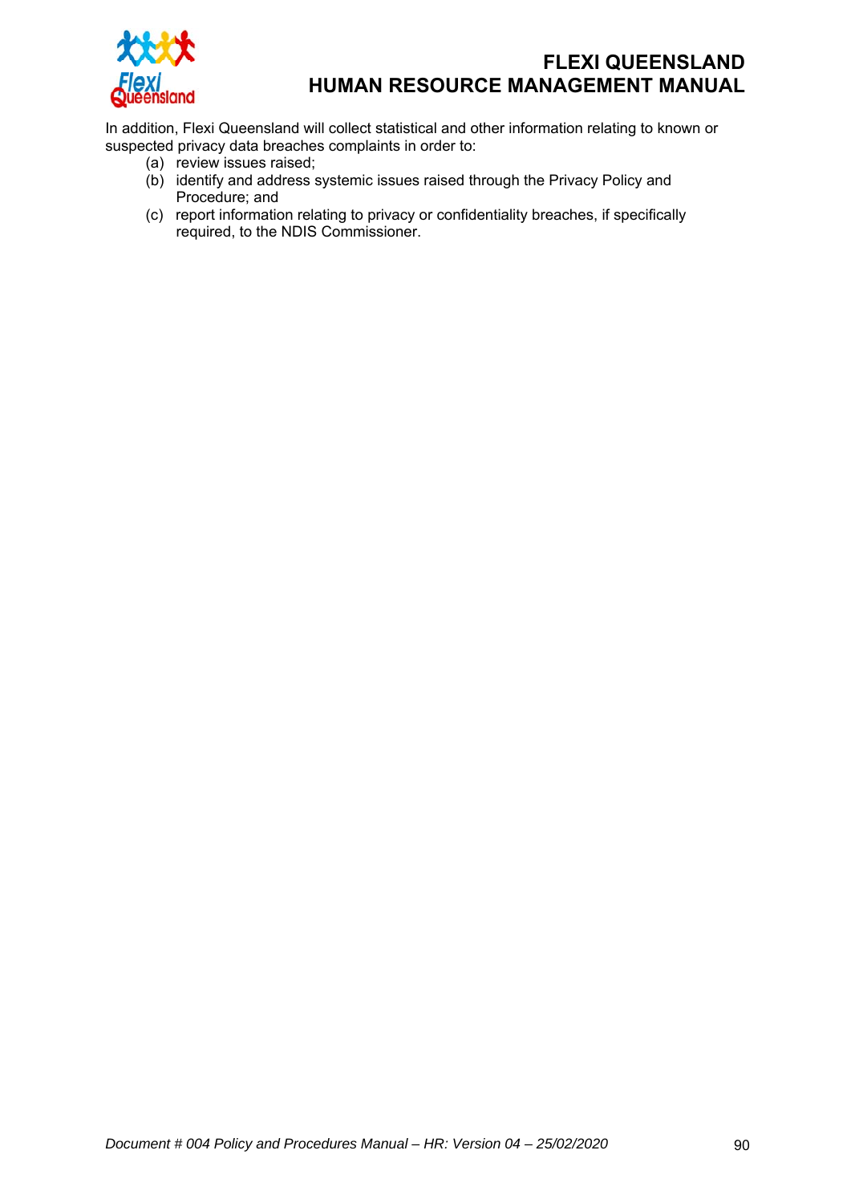In addition, Flexi Queensland will collect statistical and other information relating to known or suspected privacy data breaches complaints in order to:

(a) review issues raised;
(b) identify and address systemic issues raised through the Privacy Policy and Procedure; and
(c) report information relating to privacy or confidentiality breaches, if specifically required, to the NDIS Commissioner.